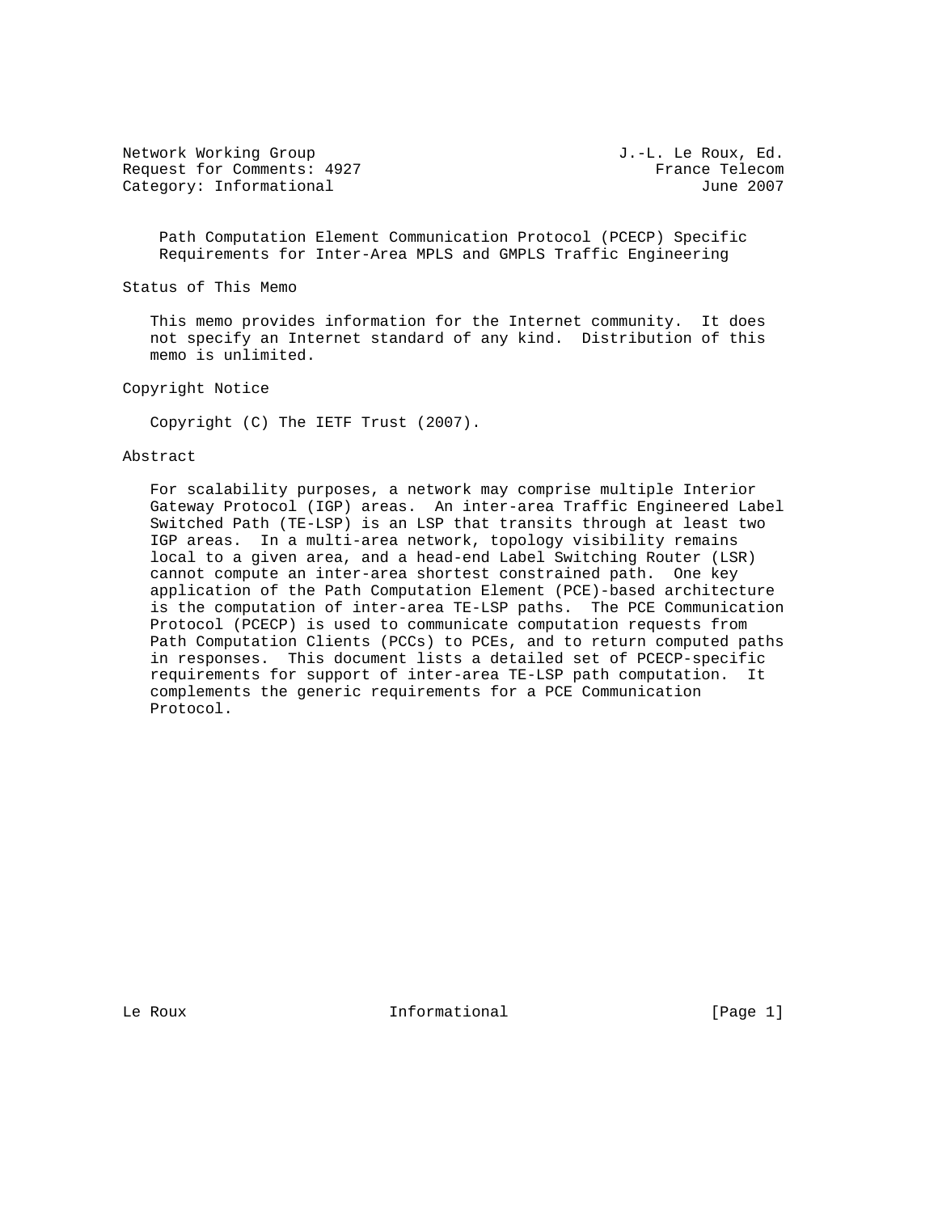Network Working Group J.-L. Le Roux, Ed.
Request for Comments: 4927 France Telecom
Category: Informational June 2007

# Path Computation Element Communication Protocol (PCECP) Specific Requirements for Inter-Area MPLS and GMPLS Traffic Engineering

## Status of This Memo

This memo provides information for the Internet community. It does not specify an Internet standard of any kind. Distribution of this memo is unlimited.

## Copyright Notice

Copyright (C) The IETF Trust (2007).

## Abstract

For scalability purposes, a network may comprise multiple Interior Gateway Protocol (IGP) areas. An inter-area Traffic Engineered Label Switched Path (TE-LSP) is an LSP that transits through at least two IGP areas. In a multi-area network, topology visibility remains local to a given area, and a head-end Label Switching Router (LSR) cannot compute an inter-area shortest constrained path. One key application of the Path Computation Element (PCE)-based architecture is the computation of inter-area TE-LSP paths. The PCE Communication Protocol (PCECP) is used to communicate computation requests from Path Computation Clients (PCCs) to PCEs, and to return computed paths in responses. This document lists a detailed set of PCECP-specific requirements for support of inter-area TE-LSP path computation. It complements the generic requirements for a PCE Communication Protocol.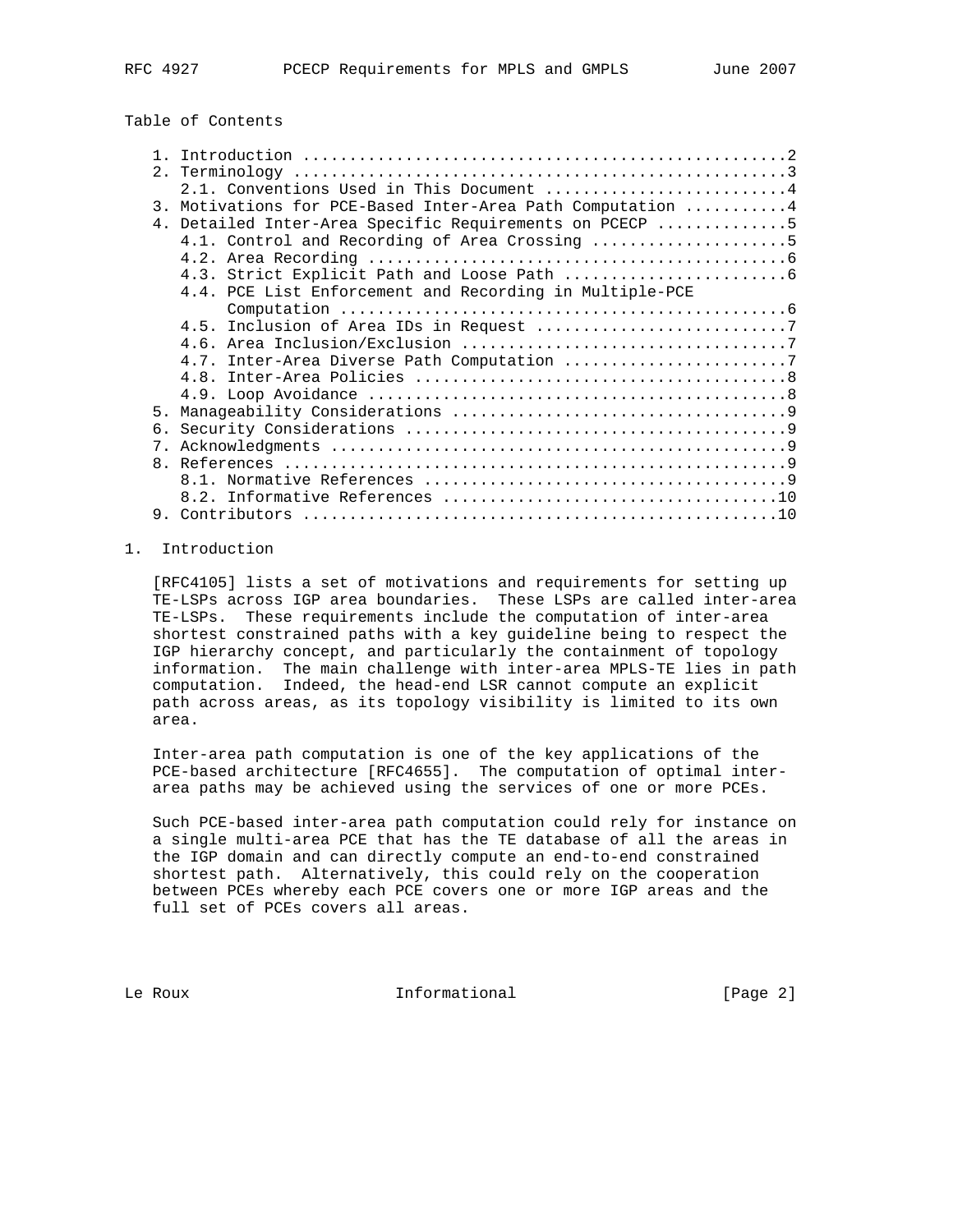Table of Contents

1. Introduction ....................................................2
2. Terminology ....................................................3
   2.1. Conventions Used in This Document .........................4
3. Motivations for PCE-Based Inter-Area Path Computation ...........4
4. Detailed Inter-Area Specific Requirements on PCECP .............5
   4.1. Control and Recording of Area Crossing ....................5
   4.2. Area Recording ............................................6
   4.3. Strict Explicit Path and Loose Path .......................6
   4.4. PCE List Enforcement and Recording in Multiple-PCE Computation ...............................................6
   4.5. Inclusion of Area IDs in Request ..........................7
   4.6. Area Inclusion/Exclusion ..................................7
   4.7. Inter-Area Diverse Path Computation .......................7
   4.8. Inter-Area Policies .......................................8
   4.9. Loop Avoidance ............................................8
5. Manageability Considerations ...................................9
6. Security Considerations ........................................9
7. Acknowledgments ................................................9
8. References .....................................................9
   8.1. Normative References ......................................9
   8.2. Informative References ...................................10
9. Contributors ..................................................10

## 1. Introduction

[RFC4105] lists a set of motivations and requirements for setting up TE-LSPs across IGP area boundaries. These LSPs are called inter-area TE-LSPs. These requirements include the computation of inter-area shortest constrained paths with a key guideline being to respect the IGP hierarchy concept, and particularly the containment of topology information. The main challenge with inter-area MPLS-TE lies in path computation. Indeed, the head-end LSR cannot compute an explicit path across areas, as its topology visibility is limited to its own area.

Inter-area path computation is one of the key applications of the PCE-based architecture [RFC4655]. The computation of optimal inter-area paths may be achieved using the services of one or more PCEs.

Such PCE-based inter-area path computation could rely for instance on a single multi-area PCE that has the TE database of all the areas in the IGP domain and can directly compute an end-to-end constrained shortest path. Alternatively, this could rely on the cooperation between PCEs whereby each PCE covers one or more IGP areas and the full set of PCEs covers all areas.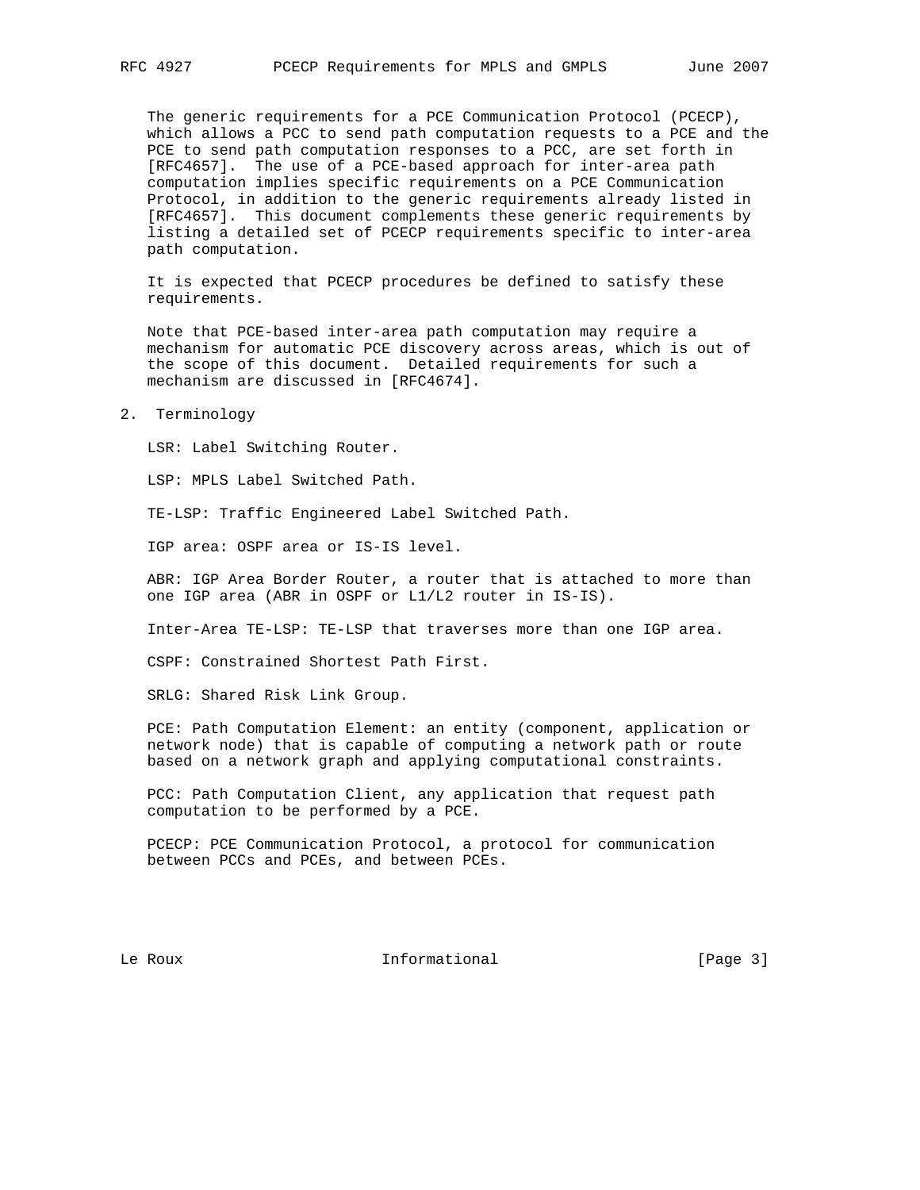The generic requirements for a PCE Communication Protocol (PCECP), which allows a PCC to send path computation requests to a PCE and the PCE to send path computation responses to a PCC, are set forth in [RFC4657]. The use of a PCE-based approach for inter-area path computation implies specific requirements on a PCE Communication Protocol, in addition to the generic requirements already listed in [RFC4657]. This document complements these generic requirements by listing a detailed set of PCECP requirements specific to inter-area path computation.

It is expected that PCECP procedures be defined to satisfy these requirements.

Note that PCE-based inter-area path computation may require a mechanism for automatic PCE discovery across areas, which is out of the scope of this document. Detailed requirements for such a mechanism are discussed in [RFC4674].

## 2. Terminology

LSR: Label Switching Router.

LSP: MPLS Label Switched Path.

TE-LSP: Traffic Engineered Label Switched Path.

IGP area: OSPF area or IS-IS level.

ABR: IGP Area Border Router, a router that is attached to more than one IGP area (ABR in OSPF or L1/L2 router in IS-IS).

Inter-Area TE-LSP: TE-LSP that traverses more than one IGP area.

CSPF: Constrained Shortest Path First.

SRLG: Shared Risk Link Group.

PCE: Path Computation Element: an entity (component, application or network node) that is capable of computing a network path or route based on a network graph and applying computational constraints.

PCC: Path Computation Client, any application that request path computation to be performed by a PCE.

PCECP: PCE Communication Protocol, a protocol for communication between PCCs and PCEs, and between PCEs.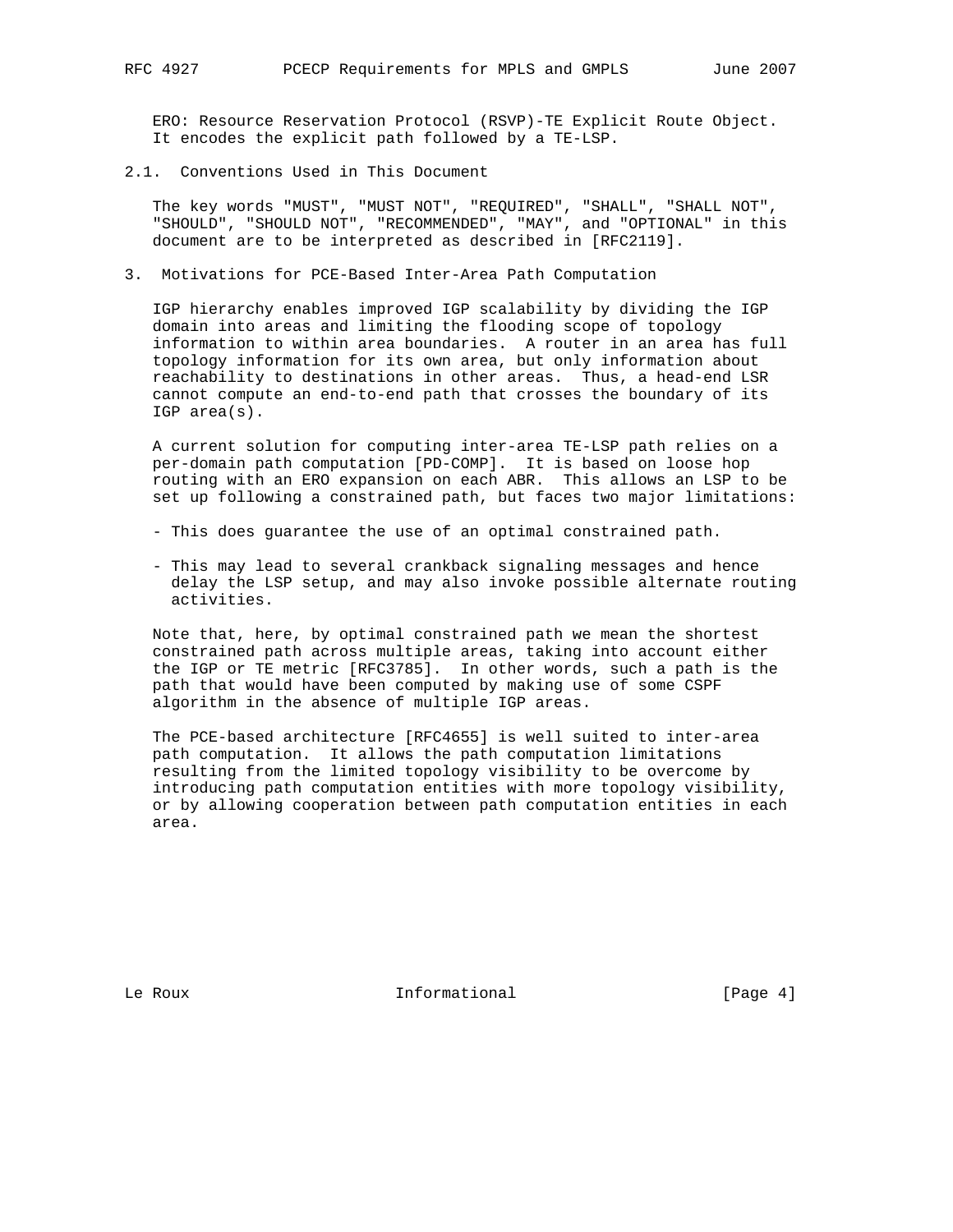ERO: Resource Reservation Protocol (RSVP)-TE Explicit Route Object. It encodes the explicit path followed by a TE-LSP.

### 2.1. Conventions Used in This Document

The key words "MUST", "MUST NOT", "REQUIRED", "SHALL", "SHALL NOT", "SHOULD", "SHOULD NOT", "RECOMMENDED", "MAY", and "OPTIONAL" in this document are to be interpreted as described in [RFC2119].

## 3. Motivations for PCE-Based Inter-Area Path Computation

IGP hierarchy enables improved IGP scalability by dividing the IGP domain into areas and limiting the flooding scope of topology information to within area boundaries. A router in an area has full topology information for its own area, but only information about reachability to destinations in other areas. Thus, a head-end LSR cannot compute an end-to-end path that crosses the boundary of its IGP area(s).

A current solution for computing inter-area TE-LSP path relies on a per-domain path computation [PD-COMP]. It is based on loose hop routing with an ERO expansion on each ABR. This allows an LSP to be set up following a constrained path, but faces two major limitations:

- This does guarantee the use of an optimal constrained path.

- This may lead to several crankback signaling messages and hence delay the LSP setup, and may also invoke possible alternate routing activities.

Note that, here, by optimal constrained path we mean the shortest constrained path across multiple areas, taking into account either the IGP or TE metric [RFC3785]. In other words, such a path is the path that would have been computed by making use of some CSPF algorithm in the absence of multiple IGP areas.

The PCE-based architecture [RFC4655] is well suited to inter-area path computation. It allows the path computation limitations resulting from the limited topology visibility to be overcome by introducing path computation entities with more topology visibility, or by allowing cooperation between path computation entities in each area.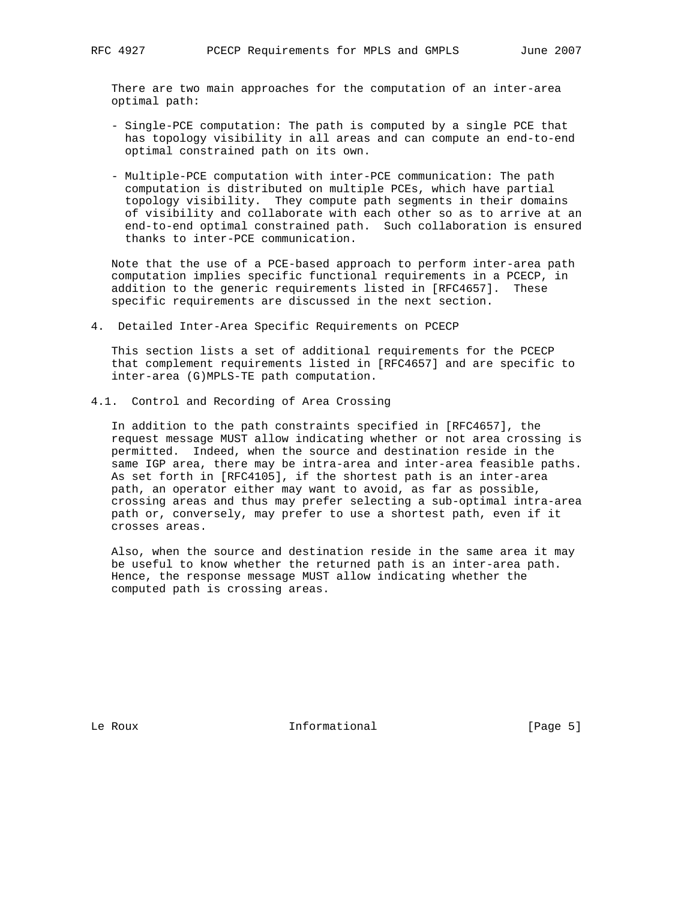There are two main approaches for the computation of an inter-area optimal path:

- Single-PCE computation: The path is computed by a single PCE that has topology visibility in all areas and can compute an end-to-end optimal constrained path on its own.

- Multiple-PCE computation with inter-PCE communication: The path computation is distributed on multiple PCEs, which have partial topology visibility. They compute path segments in their domains of visibility and collaborate with each other so as to arrive at an end-to-end optimal constrained path. Such collaboration is ensured thanks to inter-PCE communication.

Note that the use of a PCE-based approach to perform inter-area path computation implies specific functional requirements in a PCECP, in addition to the generic requirements listed in [RFC4657]. These specific requirements are discussed in the next section.

## 4. Detailed Inter-Area Specific Requirements on PCECP

This section lists a set of additional requirements for the PCECP that complement requirements listed in [RFC4657] and are specific to inter-area (G)MPLS-TE path computation.

### 4.1. Control and Recording of Area Crossing

In addition to the path constraints specified in [RFC4657], the request message MUST allow indicating whether or not area crossing is permitted. Indeed, when the source and destination reside in the same IGP area, there may be intra-area and inter-area feasible paths. As set forth in [RFC4105], if the shortest path is an inter-area path, an operator either may want to avoid, as far as possible, crossing areas and thus may prefer selecting a sub-optimal intra-area path or, conversely, may prefer to use a shortest path, even if it crosses areas.

Also, when the source and destination reside in the same area it may be useful to know whether the returned path is an inter-area path. Hence, the response message MUST allow indicating whether the computed path is crossing areas.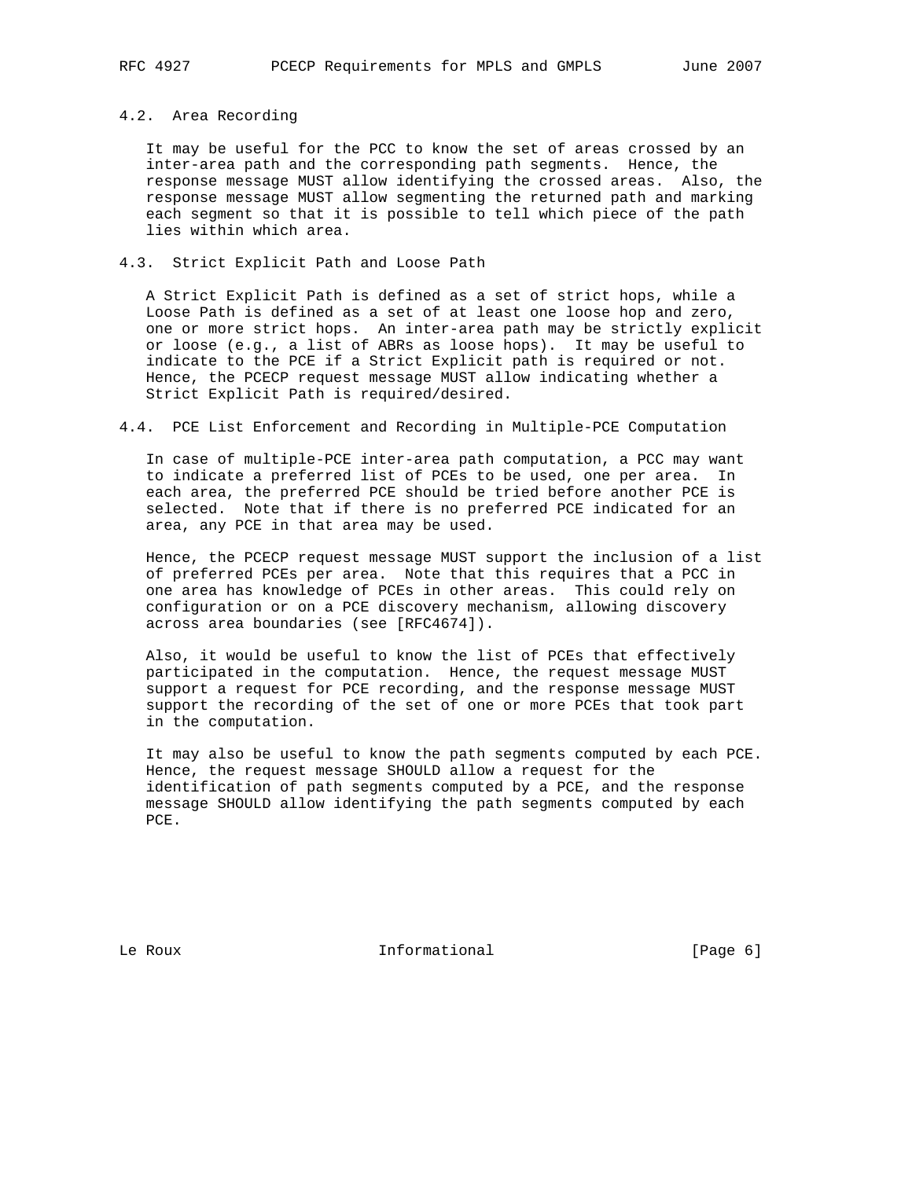### 4.2. Area Recording

It may be useful for the PCC to know the set of areas crossed by an inter-area path and the corresponding path segments. Hence, the response message MUST allow identifying the crossed areas. Also, the response message MUST allow segmenting the returned path and marking each segment so that it is possible to tell which piece of the path lies within which area.

### 4.3. Strict Explicit Path and Loose Path

A Strict Explicit Path is defined as a set of strict hops, while a Loose Path is defined as a set of at least one loose hop and zero, one or more strict hops. An inter-area path may be strictly explicit or loose (e.g., a list of ABRs as loose hops). It may be useful to indicate to the PCE if a Strict Explicit path is required or not. Hence, the PCECP request message MUST allow indicating whether a Strict Explicit Path is required/desired.

### 4.4. PCE List Enforcement and Recording in Multiple-PCE Computation

In case of multiple-PCE inter-area path computation, a PCC may want to indicate a preferred list of PCEs to be used, one per area. In each area, the preferred PCE should be tried before another PCE is selected. Note that if there is no preferred PCE indicated for an area, any PCE in that area may be used.

Hence, the PCECP request message MUST support the inclusion of a list of preferred PCEs per area. Note that this requires that a PCC in one area has knowledge of PCEs in other areas. This could rely on configuration or on a PCE discovery mechanism, allowing discovery across area boundaries (see [RFC4674]).

Also, it would be useful to know the list of PCEs that effectively participated in the computation. Hence, the request message MUST support a request for PCE recording, and the response message MUST support the recording of the set of one or more PCEs that took part in the computation.

It may also be useful to know the path segments computed by each PCE. Hence, the request message SHOULD allow a request for the identification of path segments computed by a PCE, and the response message SHOULD allow identifying the path segments computed by each PCE.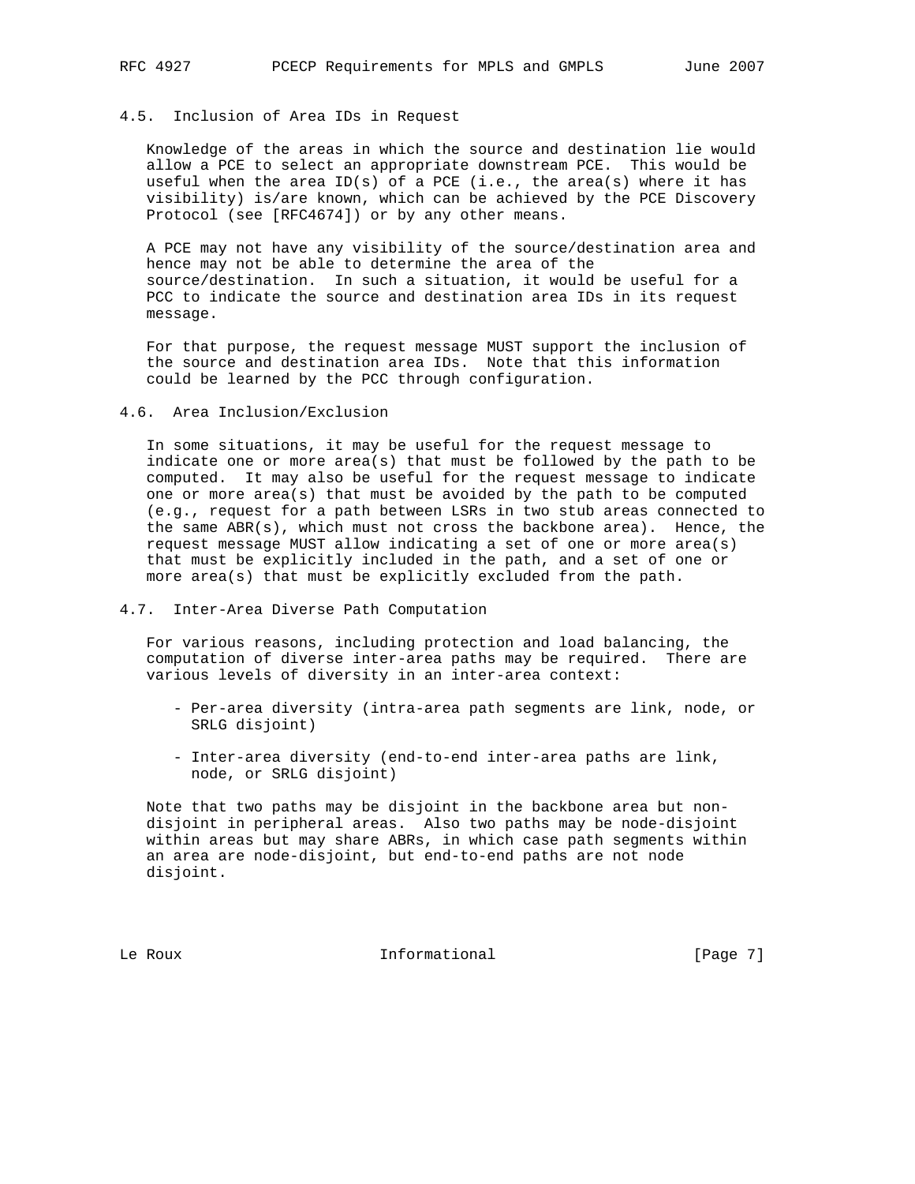### 4.5. Inclusion of Area IDs in Request

Knowledge of the areas in which the source and destination lie would allow a PCE to select an appropriate downstream PCE. This would be useful when the area ID(s) of a PCE (i.e., the area(s) where it has visibility) is/are known, which can be achieved by the PCE Discovery Protocol (see [RFC4674]) or by any other means.

A PCE may not have any visibility of the source/destination area and hence may not be able to determine the area of the source/destination. In such a situation, it would be useful for a PCC to indicate the source and destination area IDs in its request message.

For that purpose, the request message MUST support the inclusion of the source and destination area IDs. Note that this information could be learned by the PCC through configuration.

### 4.6. Area Inclusion/Exclusion

In some situations, it may be useful for the request message to indicate one or more area(s) that must be followed by the path to be computed. It may also be useful for the request message to indicate one or more area(s) that must be avoided by the path to be computed (e.g., request for a path between LSRs in two stub areas connected to the same ABR(s), which must not cross the backbone area). Hence, the request message MUST allow indicating a set of one or more area(s) that must be explicitly included in the path, and a set of one or more area(s) that must be explicitly excluded from the path.

### 4.7. Inter-Area Diverse Path Computation

For various reasons, including protection and load balancing, the computation of diverse inter-area paths may be required. There are various levels of diversity in an inter-area context:

- Per-area diversity (intra-area path segments are link, node, or SRLG disjoint)

- Inter-area diversity (end-to-end inter-area paths are link, node, or SRLG disjoint)

Note that two paths may be disjoint in the backbone area but non-disjoint in peripheral areas. Also two paths may be node-disjoint within areas but may share ABRs, in which case path segments within an area are node-disjoint, but end-to-end paths are not node disjoint.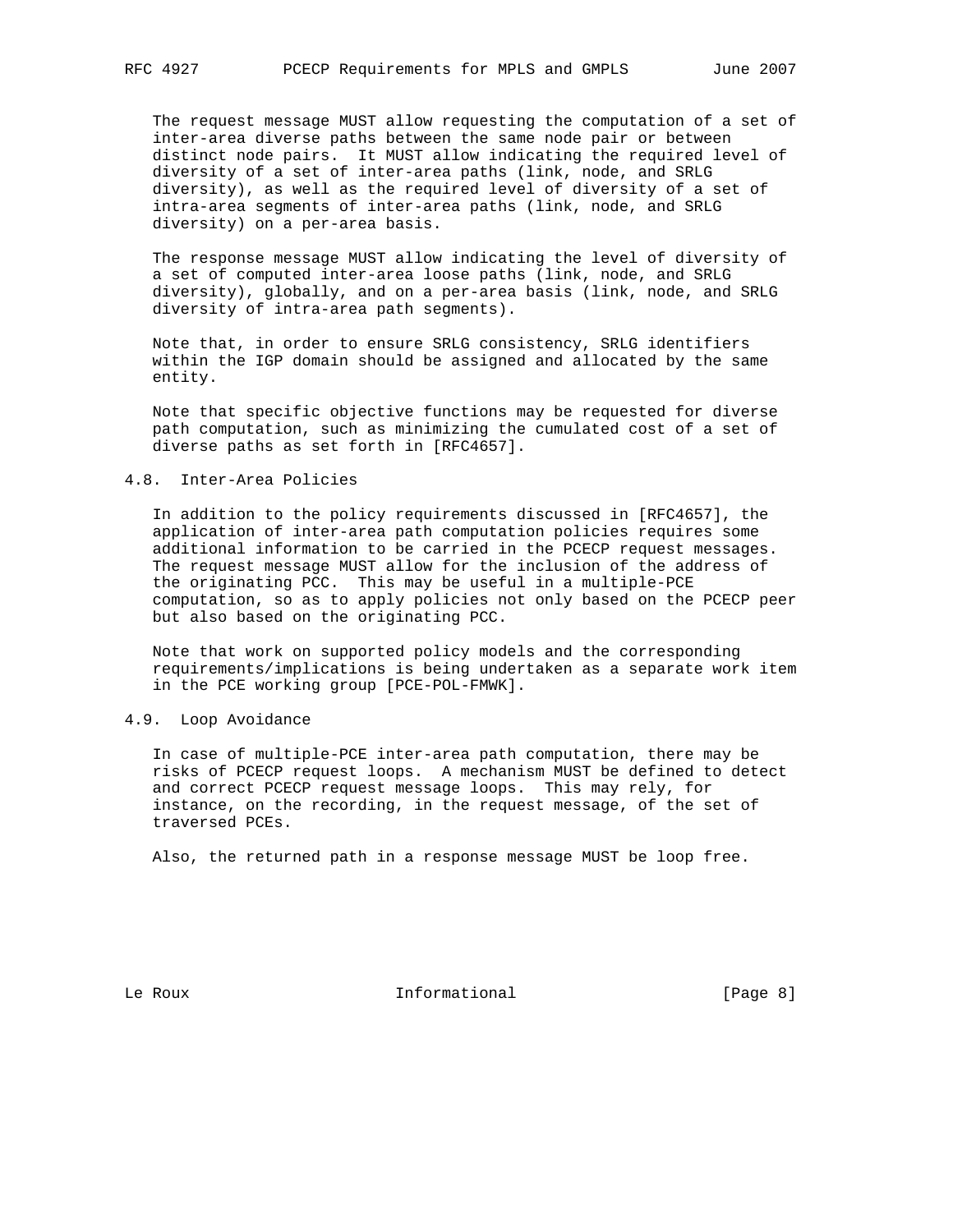The request message MUST allow requesting the computation of a set of inter-area diverse paths between the same node pair or between distinct node pairs. It MUST allow indicating the required level of diversity of a set of inter-area paths (link, node, and SRLG diversity), as well as the required level of diversity of a set of intra-area segments of inter-area paths (link, node, and SRLG diversity) on a per-area basis.

The response message MUST allow indicating the level of diversity of a set of computed inter-area loose paths (link, node, and SRLG diversity), globally, and on a per-area basis (link, node, and SRLG diversity of intra-area path segments).

Note that, in order to ensure SRLG consistency, SRLG identifiers within the IGP domain should be assigned and allocated by the same entity.

Note that specific objective functions may be requested for diverse path computation, such as minimizing the cumulated cost of a set of diverse paths as set forth in [RFC4657].

## 4.8. Inter-Area Policies

In addition to the policy requirements discussed in [RFC4657], the application of inter-area path computation policies requires some additional information to be carried in the PCECP request messages. The request message MUST allow for the inclusion of the address of the originating PCC. This may be useful in a multiple-PCE computation, so as to apply policies not only based on the PCECP peer but also based on the originating PCC.

Note that work on supported policy models and the corresponding requirements/implications is being undertaken as a separate work item in the PCE working group [PCE-POL-FMWK].

## 4.9. Loop Avoidance

In case of multiple-PCE inter-area path computation, there may be risks of PCECP request loops. A mechanism MUST be defined to detect and correct PCECP request message loops. This may rely, for instance, on the recording, in the request message, of the set of traversed PCEs.

Also, the returned path in a response message MUST be loop free.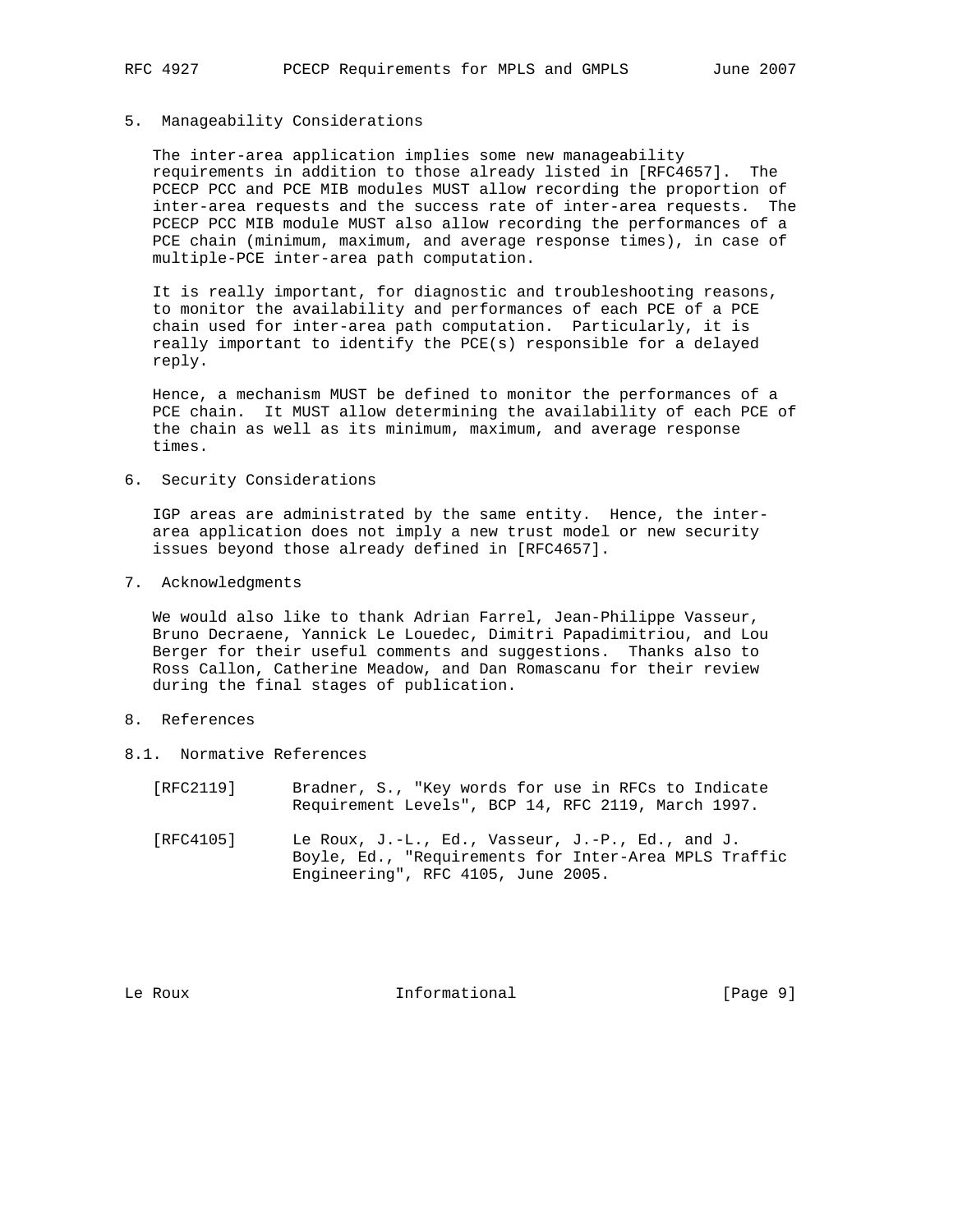## 5. Manageability Considerations

The inter-area application implies some new manageability requirements in addition to those already listed in [RFC4657]. The PCECP PCC and PCE MIB modules MUST allow recording the proportion of inter-area requests and the success rate of inter-area requests. The PCECP PCC MIB module MUST also allow recording the performances of a PCE chain (minimum, maximum, and average response times), in case of multiple-PCE inter-area path computation.

It is really important, for diagnostic and troubleshooting reasons, to monitor the availability and performances of each PCE of a PCE chain used for inter-area path computation. Particularly, it is really important to identify the PCE(s) responsible for a delayed reply.

Hence, a mechanism MUST be defined to monitor the performances of a PCE chain. It MUST allow determining the availability of each PCE of the chain as well as its minimum, maximum, and average response times.

## 6. Security Considerations

IGP areas are administrated by the same entity. Hence, the inter-area application does not imply a new trust model or new security issues beyond those already defined in [RFC4657].

## 7. Acknowledgments

We would also like to thank Adrian Farrel, Jean-Philippe Vasseur, Bruno Decraene, Yannick Le Louedec, Dimitri Papadimitriou, and Lou Berger for their useful comments and suggestions. Thanks also to Ross Callon, Catherine Meadow, and Dan Romascanu for their review during the final stages of publication.

## 8. References

### 8.1. Normative References

[RFC2119] Bradner, S., "Key words for use in RFCs to Indicate Requirement Levels", BCP 14, RFC 2119, March 1997.

[RFC4105] Le Roux, J.-L., Ed., Vasseur, J.-P., Ed., and J. Boyle, Ed., "Requirements for Inter-Area MPLS Traffic Engineering", RFC 4105, June 2005.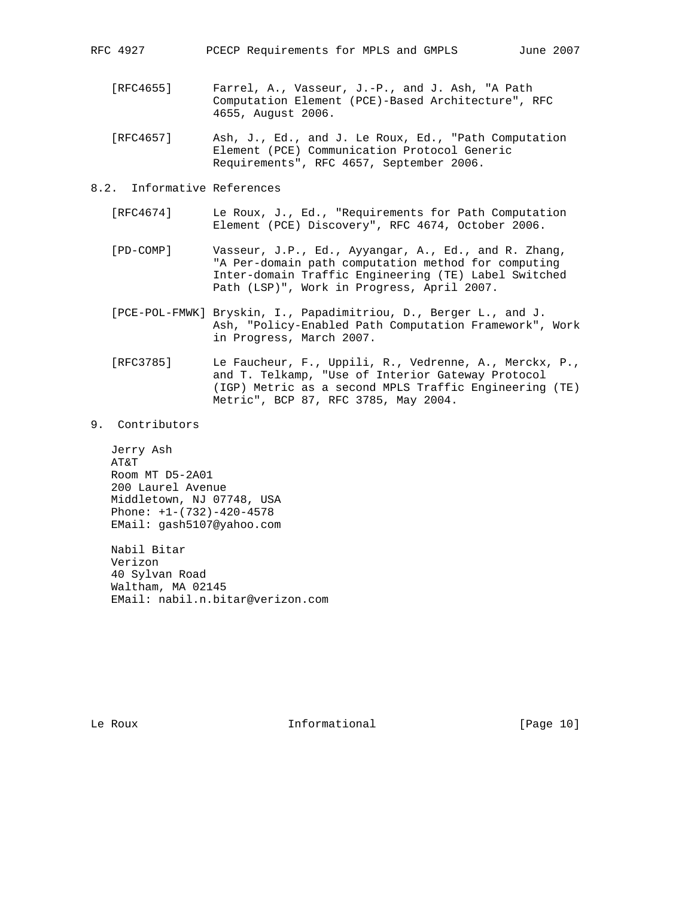[RFC4655] Farrel, A., Vasseur, J.-P., and J. Ash, "A Path Computation Element (PCE)-Based Architecture", RFC 4655, August 2006.

[RFC4657] Ash, J., Ed., and J. Le Roux, Ed., "Path Computation Element (PCE) Communication Protocol Generic Requirements", RFC 4657, September 2006.

## 8.2. Informative References

[RFC4674] Le Roux, J., Ed., "Requirements for Path Computation Element (PCE) Discovery", RFC 4674, October 2006.

[PD-COMP] Vasseur, J.P., Ed., Ayyangar, A., Ed., and R. Zhang, "A Per-domain path computation method for computing Inter-domain Traffic Engineering (TE) Label Switched Path (LSP)", Work in Progress, April 2007.

[PCE-POL-FMWK] Bryskin, I., Papadimitriou, D., Berger L., and J. Ash, "Policy-Enabled Path Computation Framework", Work in Progress, March 2007.

[RFC3785] Le Faucheur, F., Uppili, R., Vedrenne, A., Merckx, P., and T. Telkamp, "Use of Interior Gateway Protocol (IGP) Metric as a second MPLS Traffic Engineering (TE) Metric", BCP 87, RFC 3785, May 2004.

## 9. Contributors

Jerry Ash
AT&T
Room MT D5-2A01
200 Laurel Avenue
Middletown, NJ 07748, USA
Phone: +1-(732)-420-4578
EMail: gash5107@yahoo.com

Nabil Bitar
Verizon
40 Sylvan Road
Waltham, MA 02145
EMail: nabil.n.bitar@verizon.com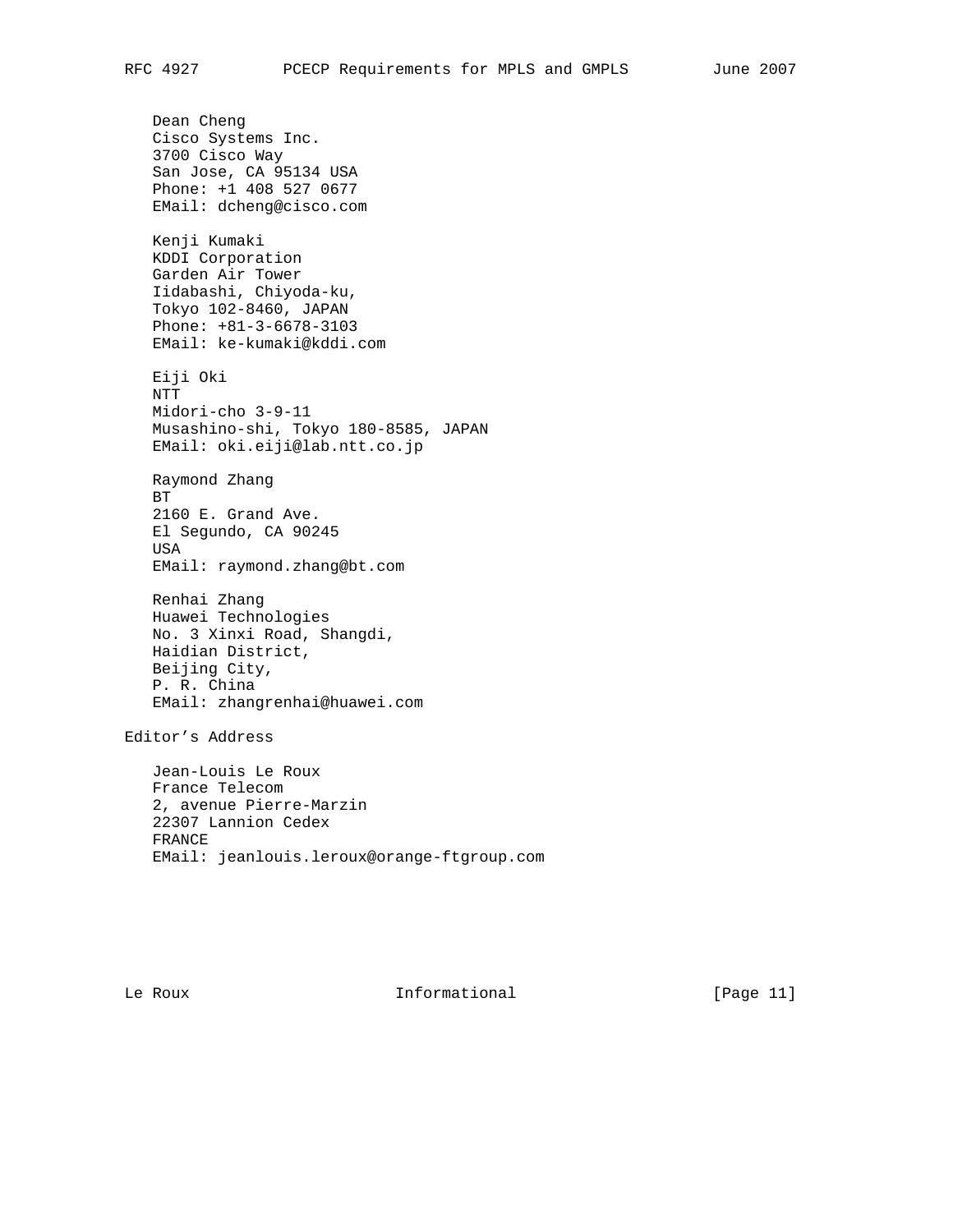Dean Cheng
Cisco Systems Inc.
3700 Cisco Way
San Jose, CA 95134 USA
Phone: +1 408 527 0677
EMail: dcheng@cisco.com

Kenji Kumaki
KDDI Corporation
Garden Air Tower
Iidabashi, Chiyoda-ku,
Tokyo 102-8460, JAPAN
Phone: +81-3-6678-3103
EMail: ke-kumaki@kddi.com

Eiji Oki
NTT
Midori-cho 3-9-11
Musashino-shi, Tokyo 180-8585, JAPAN
EMail: oki.eiji@lab.ntt.co.jp

Raymond Zhang
BT
2160 E. Grand Ave.
El Segundo, CA 90245
USA
EMail: raymond.zhang@bt.com

Renhai Zhang
Huawei Technologies
No. 3 Xinxi Road, Shangdi,
Haidian District,
Beijing City,
P. R. China
EMail: zhangrenhai@huawei.com

## Editor’s Address

Jean-Louis Le Roux
France Telecom
2, avenue Pierre-Marzin
22307 Lannion Cedex
FRANCE
EMail: jeanlouis.leroux@orange-ftgroup.com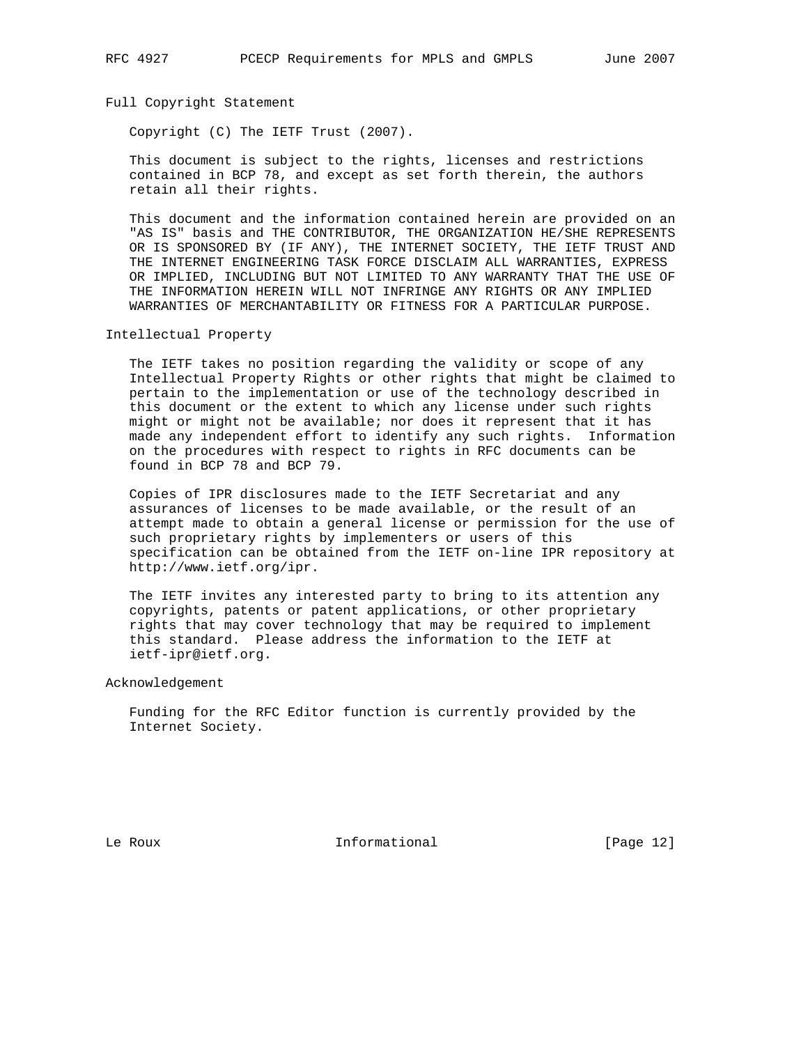## Full Copyright Statement

Copyright (C) The IETF Trust (2007).

This document is subject to the rights, licenses and restrictions contained in BCP 78, and except as set forth therein, the authors retain all their rights.

This document and the information contained herein are provided on an "AS IS" basis and THE CONTRIBUTOR, THE ORGANIZATION HE/SHE REPRESENTS OR IS SPONSORED BY (IF ANY), THE INTERNET SOCIETY, THE IETF TRUST AND THE INTERNET ENGINEERING TASK FORCE DISCLAIM ALL WARRANTIES, EXPRESS OR IMPLIED, INCLUDING BUT NOT LIMITED TO ANY WARRANTY THAT THE USE OF THE INFORMATION HEREIN WILL NOT INFRINGE ANY RIGHTS OR ANY IMPLIED WARRANTIES OF MERCHANTABILITY OR FITNESS FOR A PARTICULAR PURPOSE.

## Intellectual Property

The IETF takes no position regarding the validity or scope of any Intellectual Property Rights or other rights that might be claimed to pertain to the implementation or use of the technology described in this document or the extent to which any license under such rights might or might not be available; nor does it represent that it has made any independent effort to identify any such rights. Information on the procedures with respect to rights in RFC documents can be found in BCP 78 and BCP 79.

Copies of IPR disclosures made to the IETF Secretariat and any assurances of licenses to be made available, or the result of an attempt made to obtain a general license or permission for the use of such proprietary rights by implementers or users of this specification can be obtained from the IETF on-line IPR repository at http://www.ietf.org/ipr.

The IETF invites any interested party to bring to its attention any copyrights, patents or patent applications, or other proprietary rights that may cover technology that may be required to implement this standard. Please address the information to the IETF at ietf-ipr@ietf.org.

## Acknowledgement

Funding for the RFC Editor function is currently provided by the Internet Society.